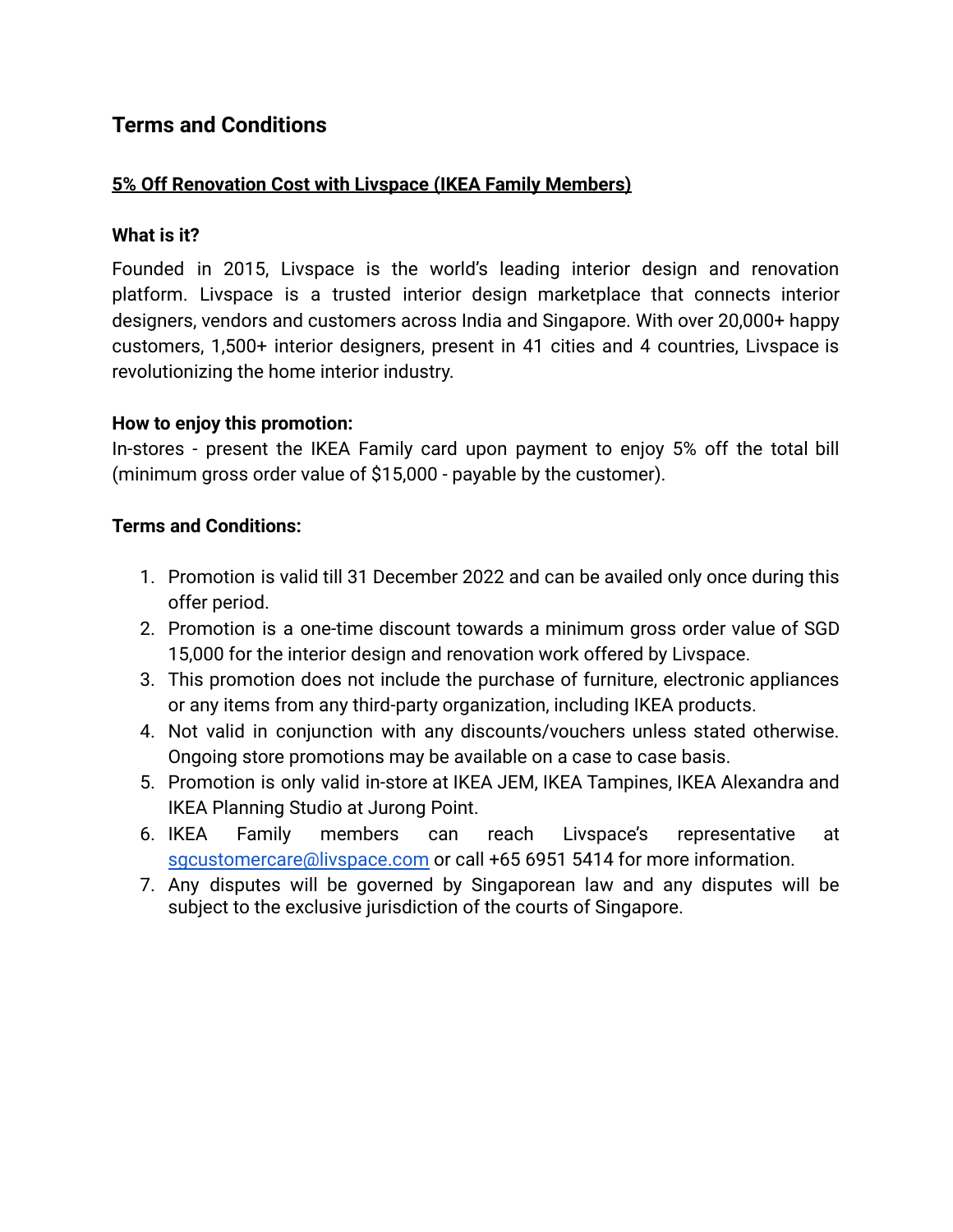# Terms and Conditions

## 5% Off Renovation Cost with Livspace (IKEA Family Members)

### What is it?

Founded in 2015, Livspace is the world's leading interior design and renovation platform. Livspace is a trusted interior design marketplace that connects interior designers, vendors and customers across India and Singapore. With over 20,000+ happy customers, 1,500+ interior designers, present in 41 cities and 4 countries, Livspace is revolutionizing the home interior industry.

### How to enjoy this promotion:

In-stores - present the IKEA Family card upon payment to enjoy 5% off the total bill (minimum gross order value of $15,000 - payable by the customer).

### Terms and Conditions:

1. Promotion is valid till 31 December 2022 and can be availed only once during this offer period.
2. Promotion is a one-time discount towards a minimum gross order value of SGD 15,000 for the interior design and renovation work offered by Livspace.
3. This promotion does not include the purchase of furniture, electronic appliances or any items from any third-party organization, including IKEA products.
4. Not valid in conjunction with any discounts/vouchers unless stated otherwise. Ongoing store promotions may be available on a case to case basis.
5. Promotion is only valid in-store at IKEA JEM, IKEA Tampines, IKEA Alexandra and IKEA Planning Studio at Jurong Point.
6. IKEA Family members can reach Livspace's representative at sgcustomercare@livspace.com or call +65 6951 5414 for more information.
7. Any disputes will be governed by Singaporean law and any disputes will be subject to the exclusive jurisdiction of the courts of Singapore.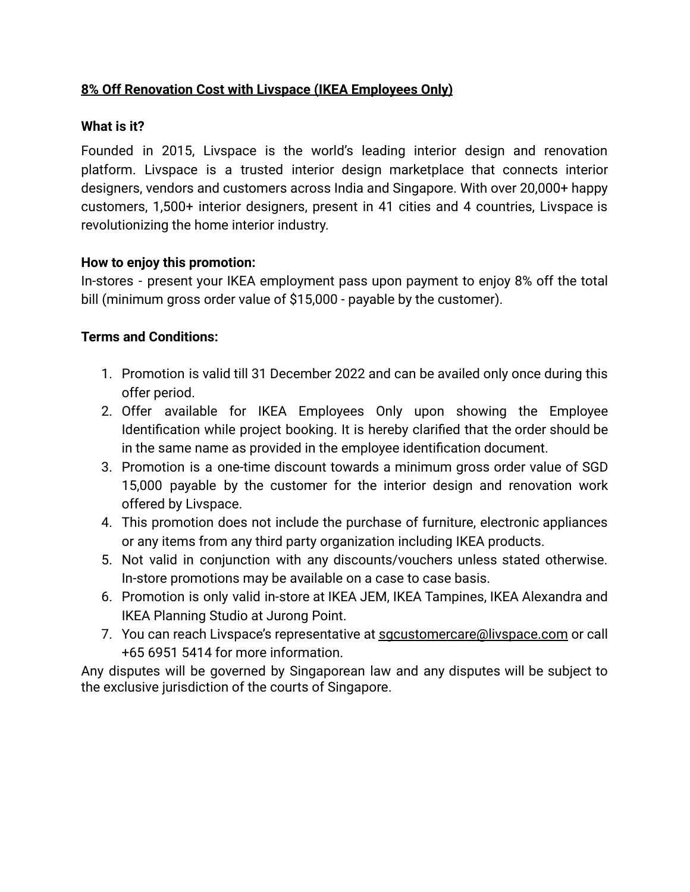**8% Off Renovation Cost with Livspace (IKEA Employees Only)**

**What is it?**

Founded in 2015, Livspace is the world's leading interior design and renovation platform. Livspace is a trusted interior design marketplace that connects interior designers, vendors and customers across India and Singapore. With over 20,000+ happy customers, 1,500+ interior designers, present in 41 cities and 4 countries, Livspace is revolutionizing the home interior industry.

**How to enjoy this promotion:**

In-stores - present your IKEA employment pass upon payment to enjoy 8% off the total bill (minimum gross order value of $15,000 - payable by the customer).

**Terms and Conditions:**

1. Promotion is valid till 31 December 2022 and can be availed only once during this offer period.
2. Offer available for IKEA Employees Only upon showing the Employee Identification while project booking. It is hereby clarified that the order should be in the same name as provided in the employee identification document.
3. Promotion is a one-time discount towards a minimum gross order value of SGD 15,000 payable by the customer for the interior design and renovation work offered by Livspace.
4. This promotion does not include the purchase of furniture, electronic appliances or any items from any third party organization including IKEA products.
5. Not valid in conjunction with any discounts/vouchers unless stated otherwise. In-store promotions may be available on a case to case basis.
6. Promotion is only valid in-store at IKEA JEM, IKEA Tampines, IKEA Alexandra and IKEA Planning Studio at Jurong Point.
7. You can reach Livspace's representative at sgcustomercare@livspace.com or call +65 6951 5414 for more information.

Any disputes will be governed by Singaporean law and any disputes will be subject to the exclusive jurisdiction of the courts of Singapore.